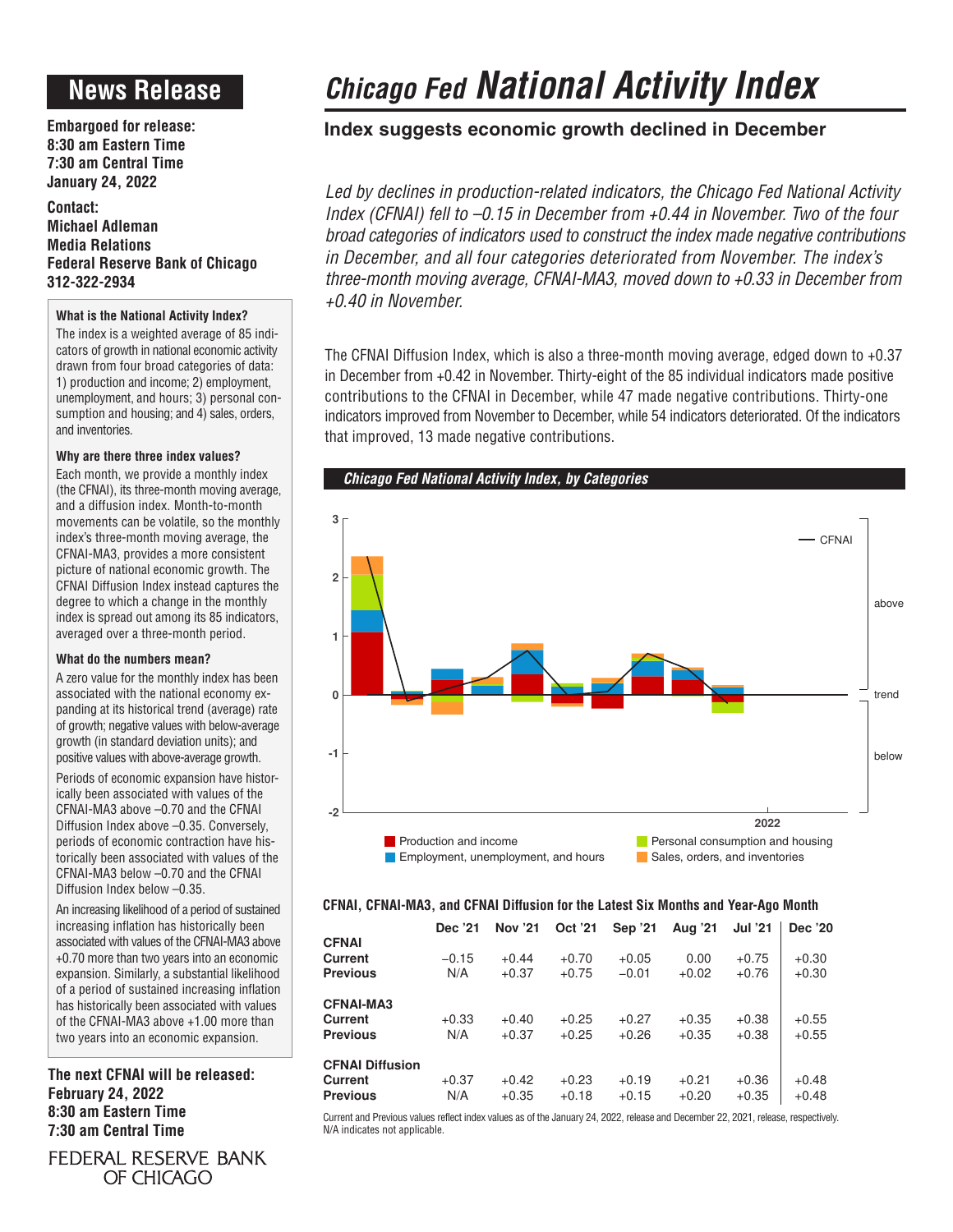# News Release

**Embargoed for release:**
**8:30 am Eastern Time**
**7:30 am Central Time**
**January 24, 2022**

**Contact:**
**Michael Adleman**
**Media Relations**
**Federal Reserve Bank of Chicago**
**312-322-2934**

### What is the National Activity Index?

The index is a weighted average of 85 indicators of growth in national economic activity drawn from four broad categories of data: 1) production and income; 2) employment, unemployment, and hours; 3) personal consumption and housing; and 4) sales, orders, and inventories.

### Why are there three index values?

Each month, we provide a monthly index (the CFNAI), its three-month moving average, and a diffusion index. Month-to-month movements can be volatile, so the monthly index's three-month moving average, the CFNAI-MA3, provides a more consistent picture of national economic growth. The CFNAI Diffusion Index instead captures the degree to which a change in the monthly index is spread out among its 85 indicators, averaged over a three-month period.

### What do the numbers mean?

A zero value for the monthly index has been associated with the national economy expanding at its historical trend (average) rate of growth; negative values with below-average growth (in standard deviation units); and positive values with above-average growth.

Periods of economic expansion have historically been associated with values of the CFNAI-MA3 above –0.70 and the CFNAI Diffusion Index above –0.35. Conversely, periods of economic contraction have historically been associated with values of the CFNAI-MA3 below –0.70 and the CFNAI Diffusion Index below –0.35.

An increasing likelihood of a period of sustained increasing inflation has historically been associated with values of the CFNAI-MA3 above +0.70 more than two years into an economic expansion. Similarly, a substantial likelihood of a period of sustained increasing inflation has historically been associated with values of the CFNAI-MA3 above +1.00 more than two years into an economic expansion.

**The next CFNAI will be released:**
**February 24, 2022**
**8:30 am Eastern Time**
**7:30 am Central Time**

FEDERAL RESERVE BANK OF CHICAGO

# *Chicago Fed* National Activity Index

## Index suggests economic growth declined in December

*Led by declines in production-related indicators, the Chicago Fed National Activity Index (CFNAI) fell to –0.15 in December from +0.44 in November. Two of the four broad categories of indicators used to construct the index made negative contributions in December, and all four categories deteriorated from November. The index's three-month moving average, CFNAI-MA3, moved down to +0.33 in December from +0.40 in November.*

The CFNAI Diffusion Index, which is also a three-month moving average, edged down to +0.37 in December from +0.42 in November. Thirty-eight of the 85 individual indicators made positive contributions to the CFNAI in December, while 47 made negative contributions. Thirty-one indicators improved from November to December, while 54 indicators deteriorated. Of the indicators that improved, 13 made negative contributions.

***Chicago Fed National Activity Index, by Categories***

### CFNAI, CFNAI-MA3, and CFNAI Diffusion for the Latest Six Months and Year-Ago Month

| | Dec '21 | Nov '21 | Oct '21 | Sep '21 | Aug '21 | Jul '21 | Dec '20 |
|---|---|---|---|---|---|---|---|
| **CFNAI** | | | | | | | |
| **Current** | –0.15 | +0.44 | +0.70 | +0.05 | 0.00 | +0.75 | +0.30 |
| **Previous** | N/A | +0.37 | +0.75 | –0.01 | +0.02 | +0.76 | +0.30 |
| **CFNAI-MA3** | | | | | | | |
| **Current** | +0.33 | +0.40 | +0.25 | +0.27 | +0.35 | +0.38 | +0.55 |
| **Previous** | N/A | +0.37 | +0.25 | +0.26 | +0.35 | +0.38 | +0.55 |
| **CFNAI Diffusion** | | | | | | | |
| **Current** | +0.37 | +0.42 | +0.23 | +0.19 | +0.21 | +0.36 | +0.48 |
| **Previous** | N/A | +0.35 | +0.18 | +0.15 | +0.20 | +0.35 | +0.48 |

Current and Previous values reflect index values as of the January 24, 2022, release and December 22, 2021, release, respectively.
N/A indicates not applicable.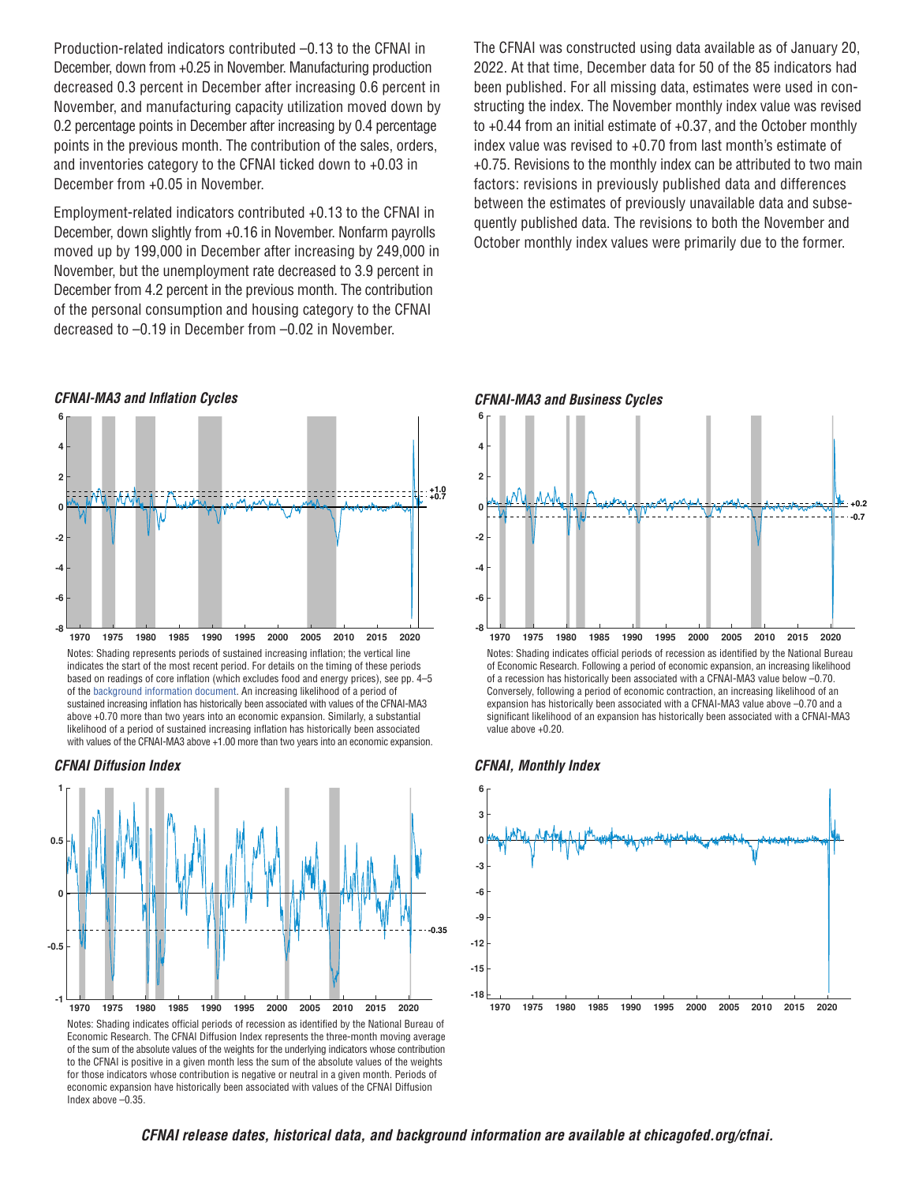Production-related indicators contributed –0.13 to the CFNAI in December, down from +0.25 in November. Manufacturing production decreased 0.3 percent in December after increasing 0.6 percent in November, and manufacturing capacity utilization moved down by 0.2 percentage points in December after increasing by 0.4 percentage points in the previous month. The contribution of the sales, orders, and inventories category to the CFNAI ticked down to +0.03 in December from +0.05 in November.

Employment-related indicators contributed +0.13 to the CFNAI in December, down slightly from +0.16 in November. Nonfarm payrolls moved up by 199,000 in December after increasing by 249,000 in November, but the unemployment rate decreased to 3.9 percent in December from 4.2 percent in the previous month. The contribution of the personal consumption and housing category to the CFNAI decreased to –0.19 in December from –0.02 in November.

The CFNAI was constructed using data available as of January 20, 2022. At that time, December data for 50 of the 85 indicators had been published. For all missing data, estimates were used in constructing the index. The November monthly index value was revised to +0.44 from an initial estimate of +0.37, and the October monthly index value was revised to +0.70 from last month's estimate of +0.75. Revisions to the monthly index can be attributed to two main factors: revisions in previously published data and differences between the estimates of previously unavailable data and subsequently published data. The revisions to both the November and October monthly index values were primarily due to the former.

***CFNAI-MA3 and Inflation Cycles***

6
4
2
0
-2
-4
-6
-8
+1.0
+0.7
1970 1975 1980 1985 1990 1995 2000 2005 2010 2015 2020

Notes: Shading represents periods of sustained increasing inflation; the vertical line indicates the start of the most recent period. For details on the timing of these periods based on readings of core inflation (which excludes food and energy prices), see pp. 4–5 of the background information document. An increasing likelihood of a period of sustained increasing inflation has historically been associated with values of the CFNAI-MA3 above +0.70 more than two years into an economic expansion. Similarly, a substantial likelihood of a period of sustained increasing inflation has historically been associated with values of the CFNAI-MA3 above +1.00 more than two years into an economic expansion.

***CFNAI-MA3 and Business Cycles***

6
4
2
0
-2
-4
-6
-8
+0.2
-0.7
1970 1975 1980 1985 1990 1995 2000 2005 2010 2015 2020

Notes: Shading indicates official periods of recession as identified by the National Bureau of Economic Research. Following a period of economic expansion, an increasing likelihood of a recession has historically been associated with a CFNAI-MA3 value below –0.70. Conversely, following a period of economic contraction, an increasing likelihood of an expansion has historically been associated with a CFNAI-MA3 value above –0.70 and a significant likelihood of an expansion has historically been associated with a CFNAI-MA3 value above +0.20.

***CFNAI Diffusion Index***

1
0.5
0
-0.5
-1
-0.35
1970 1975 1980 1985 1990 1995 2000 2005 2010 2015 2020

Notes: Shading indicates official periods of recession as identified by the National Bureau of Economic Research. The CFNAI Diffusion Index represents the three-month moving average of the sum of the absolute values of the weights for the underlying indicators whose contribution to the CFNAI is positive in a given month less the sum of the absolute values of the weights for those indicators whose contribution is negative or neutral in a given month. Periods of economic expansion have historically been associated with values of the CFNAI Diffusion Index above –0.35.

***CFNAI, Monthly Index***

6
3
0
-3
-6
-9
-12
-15
-18
1970 1975 1980 1985 1990 1995 2000 2005 2010 2015 2020

***CFNAI release dates, historical data, and background information are available at chicagofed.org/cfnai.***